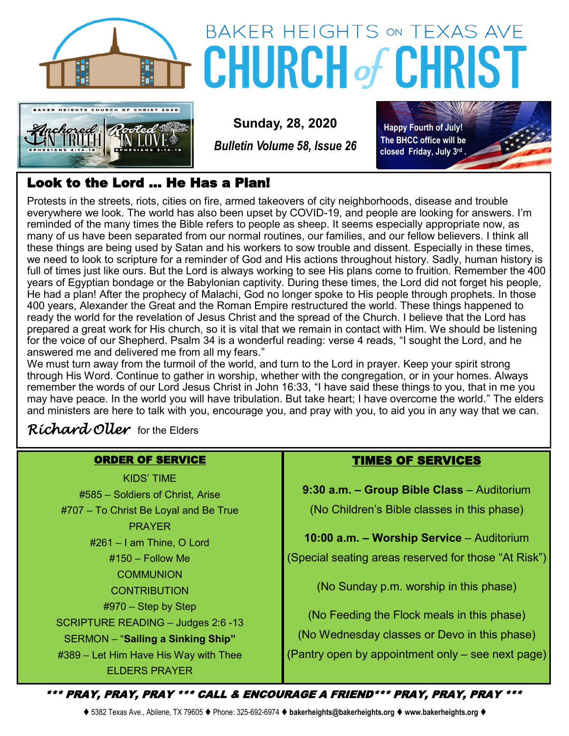# BAKER HEIGHTS ON TEXAS AVE CHURCH of CHRIST

BAKER HEIGHTS CHURCH OF CHRIST 2020

Anchored IN TRUTH — EPHESIANS 4:14-16

Rooted IN LOVE — EPHESIANS 3:14-19

**Sunday, 28, 2020**

***Bulletin Volume 58, Issue 26***

**Happy Fourth of July! The BHCC office will be closed Friday, July 3rd.**

## Look to the Lord … He Has a Plan!

Protests in the streets, riots, cities on fire, armed takeovers of city neighborhoods, disease and trouble everywhere we look. The world has also been upset by COVID-19, and people are looking for answers. I'm reminded of the many times the Bible refers to people as sheep. It seems especially appropriate now, as many of us have been separated from our normal routines, our families, and our fellow believers. I think all these things are being used by Satan and his workers to sow trouble and dissent. Especially in these times, we need to look to scripture for a reminder of God and His actions throughout history. Sadly, human history is full of times just like ours. But the Lord is always working to see His plans come to fruition. Remember the 400 years of Egyptian bondage or the Babylonian captivity. During these times, the Lord did not forget his people, He had a plan! After the prophecy of Malachi, God no longer spoke to His people through prophets. In those 400 years, Alexander the Great and the Roman Empire restructured the world. These things happened to ready the world for the revelation of Jesus Christ and the spread of the Church. I believe that the Lord has prepared a great work for His church, so it is vital that we remain in contact with Him. We should be listening for the voice of our Shepherd. Psalm 34 is a wonderful reading: verse 4 reads, "I sought the Lord, and he answered me and delivered me from all my fears."

We must turn away from the turmoil of the world, and turn to the Lord in prayer. Keep your spirit strong through His Word. Continue to gather in worship, whether with the congregation, or in your homes. Always remember the words of our Lord Jesus Christ in John 16:33, "I have said these things to you, that in me you may have peace. In the world you will have tribulation. But take heart; I have overcome the world." The elders and ministers are here to talk with you, encourage you, and pray with you, to aid you in any way that we can.

*Richard Oller* for the Elders

### ORDER OF SERVICE

KIDS' TIME
#585 – Soldiers of Christ, Arise
#707 – To Christ Be Loyal and Be True
PRAYER
#261 – I am Thine, O Lord
#150 – Follow Me
COMMUNION
CONTRIBUTION
#970 – Step by Step
SCRIPTURE READING – Judges 2:6 -13
SERMON – "**Sailing a Sinking Ship"**
#389 – Let Him Have His Way with Thee
ELDERS PRAYER

### TIMES OF SERVICES

**9:30 a.m. – Group Bible Class** – Auditorium
(No Children's Bible classes in this phase)

**10:00 a.m. – Worship Service** – Auditorium
(Special seating areas reserved for those "At Risk")

(No Sunday p.m. worship in this phase)

(No Feeding the Flock meals in this phase)
(No Wednesday classes or Devo in this phase)
(Pantry open by appointment only – see next page)

***\*\*\* PRAY, PRAY, PRAY \*\*\* CALL & ENCOURAGE A FRIEND\*\*\* PRAY, PRAY, PRAY \*\*\****

♦ 5382 Texas Ave., Abilene, TX 79605 ♦ Phone: 325-692-6974 ♦ **bakerheights@bakerheights.org** ♦ **www.bakerheights.org** ♦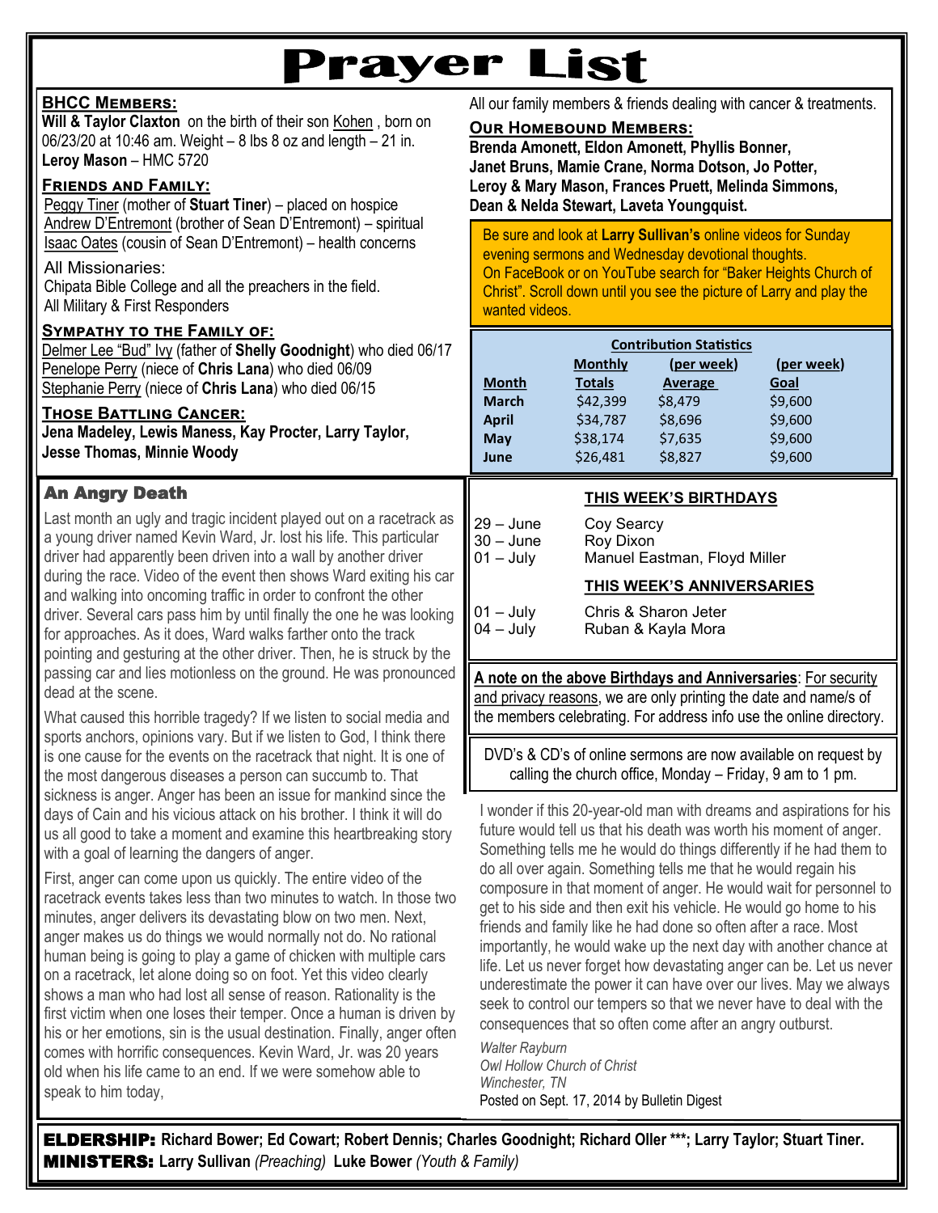# Prayer List

## BHCC Members:

**Will & Taylor Claxton** on the birth of their son Kohen , born on 06/23/20 at 10:46 am. Weight – 8 lbs 8 oz and length – 21 in.
**Leroy Mason** – HMC 5720

## Friends and Family:

Peggy Tiner (mother of **Stuart Tiner**) – placed on hospice
Andrew D'Entremont (brother of Sean D'Entremont) – spiritual
Isaac Oates (cousin of Sean D'Entremont) – health concerns

All Missionaries:
Chipata Bible College and all the preachers in the field.
All Military & First Responders

## Sympathy to the Family of:

Delmer Lee "Bud" Ivy (father of **Shelly Goodnight**) who died 06/17
Penelope Perry (niece of **Chris Lana**) who died 06/09
Stephanie Perry (niece of **Chris Lana**) who died 06/15

## Those Battling Cancer:

**Jena Madeley, Lewis Maness, Kay Procter, Larry Taylor, Jesse Thomas, Minnie Woody**

All our family members & friends dealing with cancer & treatments.

## Our Homebound Members:

**Brenda Amonett, Eldon Amonett, Phyllis Bonner, Janet Bruns, Mamie Crane, Norma Dotson, Jo Potter, Leroy & Mary Mason, Frances Pruett, Melinda Simmons, Dean & Nelda Stewart, Laveta Youngquist.**

Be sure and look at **Larry Sullivan's** online videos for Sunday evening sermons and Wednesday devotional thoughts.
On FaceBook or on YouTube search for "Baker Heights Church of Christ". Scroll down until you see the picture of Larry and play the wanted videos.

**Contribution Statistics**

| Month | Monthly Totals | (per week) Average | (per week) Goal |
|---|---|---|---|
| March | $42,399 | $8,479 | $9,600 |
| April | $34,787 | $8,696 | $9,600 |
| May | $38,174 | $7,635 | $9,600 |
| June | $26,481 | $8,827 | $9,600 |

## An Angry Death

Last month an ugly and tragic incident played out on a racetrack as a young driver named Kevin Ward, Jr. lost his life. This particular driver had apparently been driven into a wall by another driver during the race. Video of the event then shows Ward exiting his car and walking into oncoming traffic in order to confront the other driver. Several cars pass him by until finally the one he was looking for approaches. As it does, Ward walks farther onto the track pointing and gesturing at the other driver. Then, he is struck by the passing car and lies motionless on the ground. He was pronounced dead at the scene.

What caused this horrible tragedy? If we listen to social media and sports anchors, opinions vary. But if we listen to God, I think there is one cause for the events on the racetrack that night. It is one of the most dangerous diseases a person can succumb to. That sickness is anger. Anger has been an issue for mankind since the days of Cain and his vicious attack on his brother. I think it will do us all good to take a moment and examine this heartbreaking story with a goal of learning the dangers of anger.

First, anger can come upon us quickly. The entire video of the racetrack events takes less than two minutes to watch. In those two minutes, anger delivers its devastating blow on two men. Next, anger makes us do things we would normally not do. No rational human being is going to play a game of chicken with multiple cars on a racetrack, let alone doing so on foot. Yet this video clearly shows a man who had lost all sense of reason. Rationality is the first victim when one loses their temper. Once a human is driven by his or her emotions, sin is the usual destination. Finally, anger often comes with horrific consequences. Kevin Ward, Jr. was 20 years old when his life came to an end. If we were somehow able to speak to him today, I wonder if this 20-year-old man with dreams and aspirations for his future would tell us that his death was worth his moment of anger. Something tells me he would do things differently if he had them to do all over again. Something tells me that he would regain his composure in that moment of anger. He would wait for personnel to get to his side and then exit his vehicle. He would go home to his friends and family like he had done so often after a race. Most importantly, he would wake up the next day with another chance at life. Let us never forget how devastating anger can be. Let us never underestimate the power it can have over our lives. May we always seek to control our tempers so that we never have to deal with the consequences that so often come after an angry outburst.

*Walter Rayburn*
*Owl Hollow Church of Christ*
*Winchester, TN*
Posted on Sept. 17, 2014 by Bulletin Digest

## This Week's Birthdays

29 – June Coy Searcy
30 – June Roy Dixon
01 – July Manuel Eastman, Floyd Miller

## This Week's Anniversaries

01 – July Chris & Sharon Jeter
04 – July Ruban & Kayla Mora

**A note on the above Birthdays and Anniversaries**: For security and privacy reasons, we are only printing the date and name/s of the members celebrating. For address info use the online directory.

DVD's & CD's of online sermons are now available on request by calling the church office, Monday – Friday, 9 am to 1 pm.

**ELDERSHIP:** **Richard Bower; Ed Cowart; Robert Dennis; Charles Goodnight; Richard Oller \*\*\*; Larry Taylor; Stuart Tiner.**
**MINISTERS:** **Larry Sullivan** *(Preaching)* **Luke Bower** *(Youth & Family)*